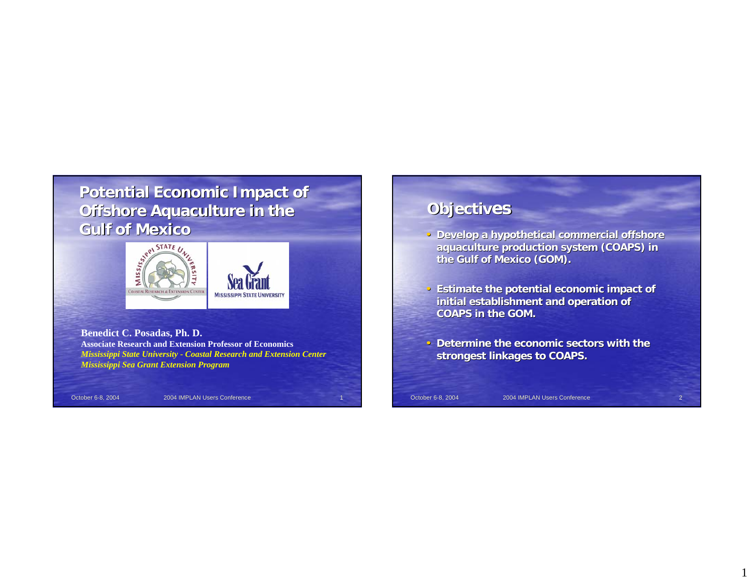# Potential Economic Impact of Offshore Aquaculture in the Gulf of Mexico

**Benedict C. Posadas, Ph. D.**
**Associate Research and Extension Professor of Economics**
*Mississippi State University - Coastal Research and Extension Center*
*Mississippi Sea Grant Extension Program*

## Objectives

- Develop a hypothetical commercial offshore aquaculture production system (COAPS) in the Gulf of Mexico (GOM).
- Estimate the potential economic impact of initial establishment and operation of COAPS in the GOM.
- Determine the economic sectors with the strongest linkages to COAPS.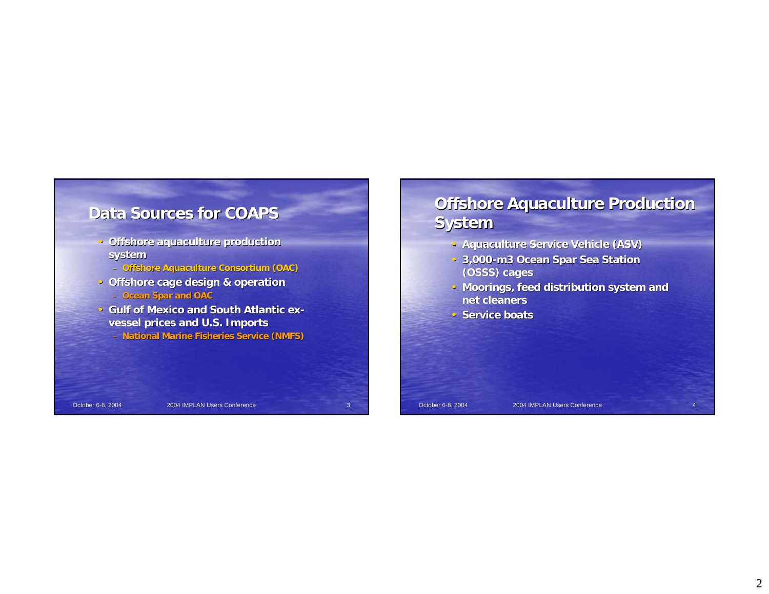## Data Sources for COAPS

- Offshore aquaculture production system
  - Offshore Aquaculture Consortium (OAC)
- Offshore cage design & operation
  - Ocean Spar and OAC
- Gulf of Mexico and South Atlantic ex-vessel prices and U.S. Imports
  - National Marine Fisheries Service (NMFS)

## Offshore Aquaculture Production System

- Aquaculture Service Vehicle (ASV)
- 3,000-m3 Ocean Spar Sea Station (OSSS) cages
- Moorings, feed distribution system and net cleaners
- Service boats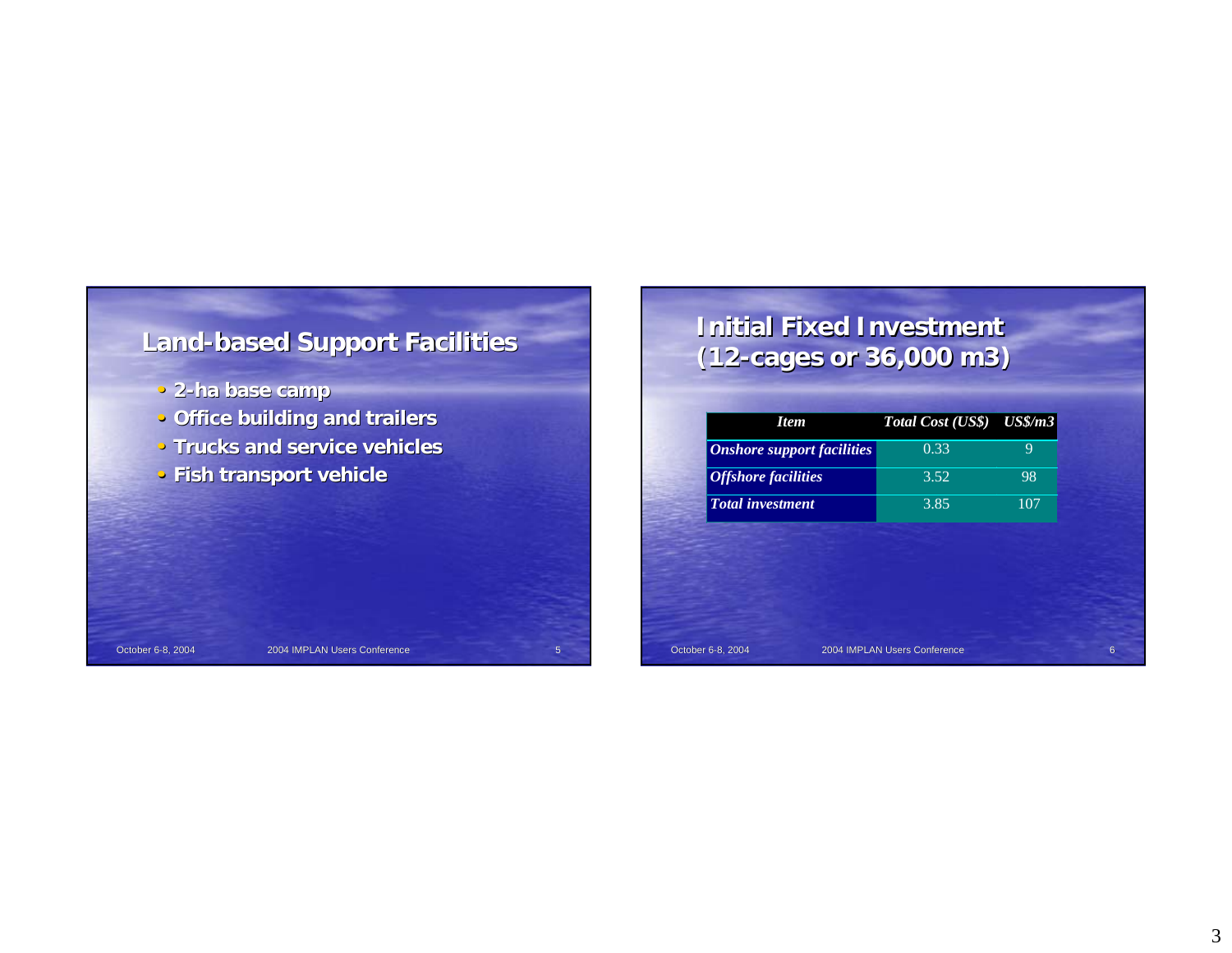## Land-based Support Facilities

- 2-ha base camp
- Office building and trailers
- Trucks and service vehicles
- Fish transport vehicle

## Initial Fixed Investment (12-cages or 36,000 m3)

| *Item* | *Total Cost (US$)* | *US$/m3* |
|---|---|---|
| *Onshore support facilities* | 0.33 | 9 |
| *Offshore facilities* | 3.52 | 98 |
| *Total investment* | 3.85 | 107 |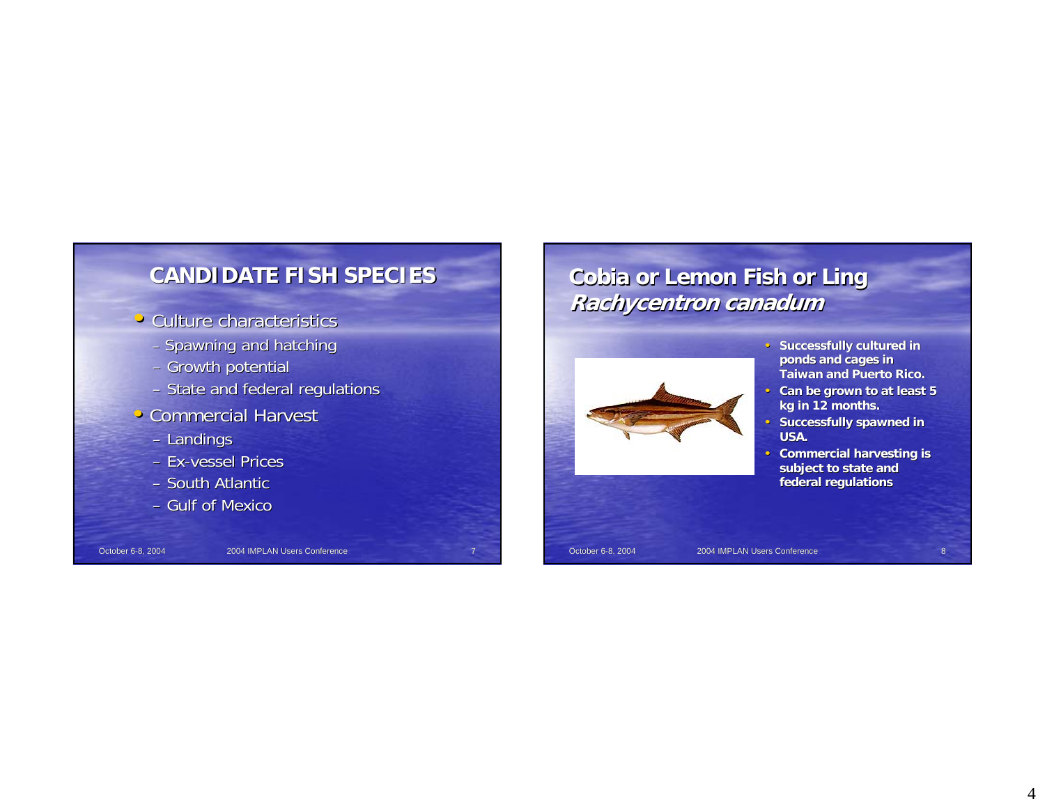## CANDIDATE FISH SPECIES

- Culture characteristics
  - Spawning and hatching
  - Growth potential
  - State and federal regulations
- Commercial Harvest
  - Landings
  - Ex-vessel Prices
  - South Atlantic
  - Gulf of Mexico

## Cobia or Lemon Fish or Ling *Rachycentron canadum*

- **Successfully cultured in ponds and cages in Taiwan and Puerto Rico.**
- **Can be grown to at least 5 kg in 12 months.**
- **Successfully spawned in USA.**
- **Commercial harvesting is subject to state and federal regulations**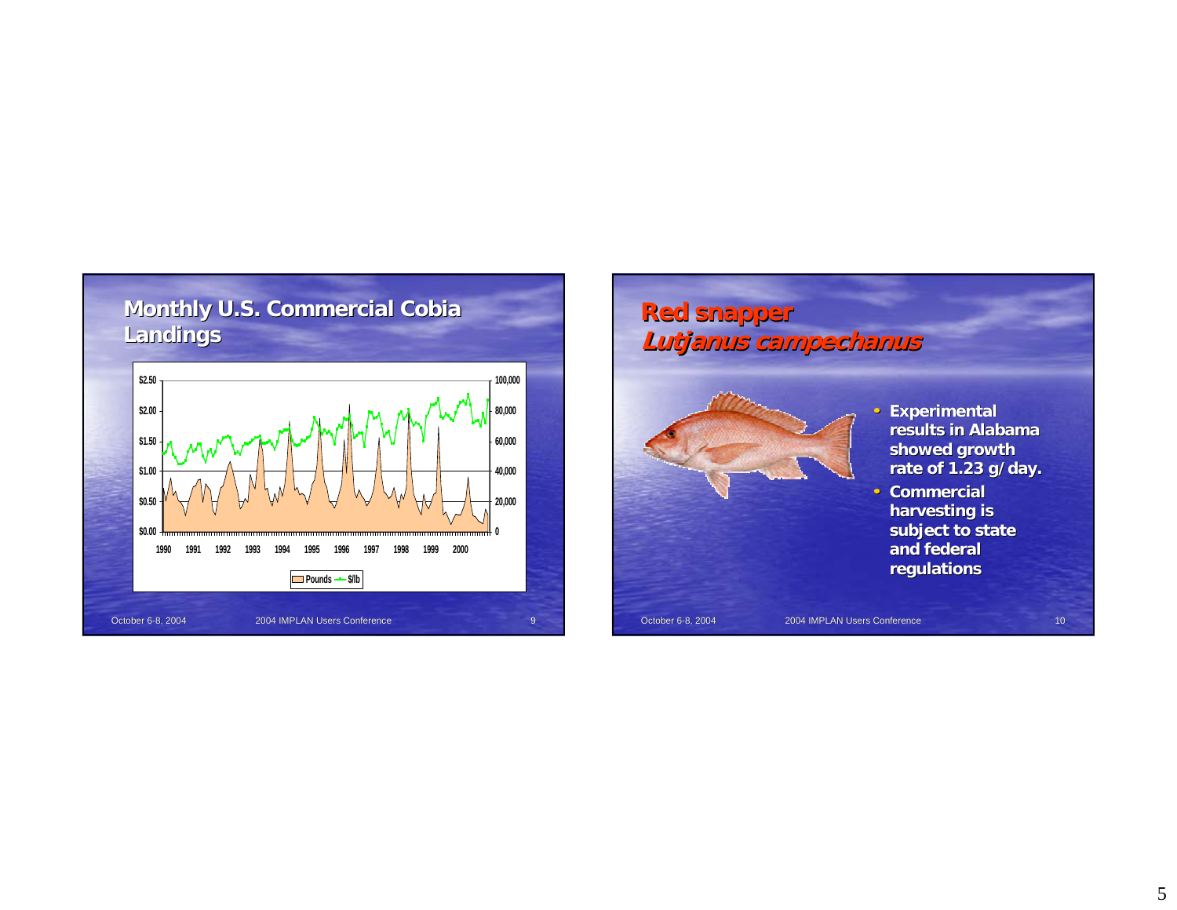## Monthly U.S. Commercial Cobia Landings

## Red snapper
### *Lutjanus campechanus*

- Experimental results in Alabama showed growth rate of 1.23 g/day.
- Commercial harvesting is subject to state and federal regulations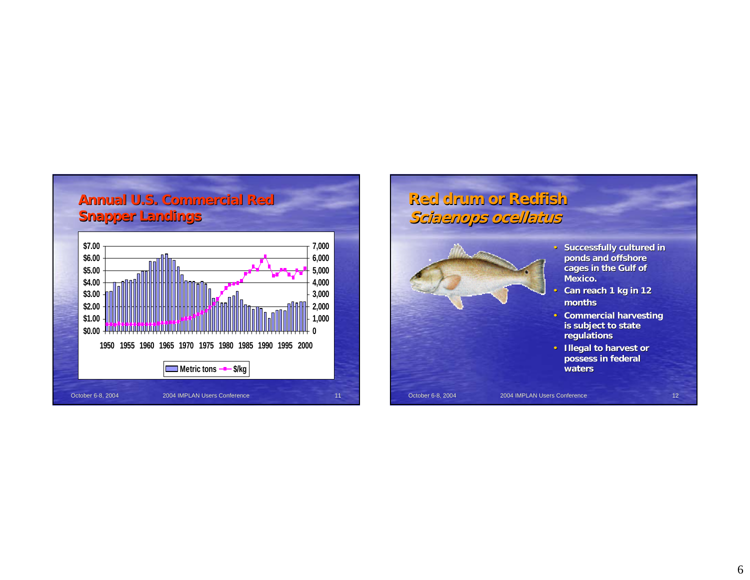## Annual U.S. Commercial Red Snapper Landings

Metric tons —■— $/kg

## Red drum or Redfish *Sciaenops ocellatus*

- Successfully cultured in ponds and offshore cages in the Gulf of Mexico.
- Can reach 1 kg in 12 months
- Commercial harvesting is subject to state regulations
- Illegal to harvest or possess in federal waters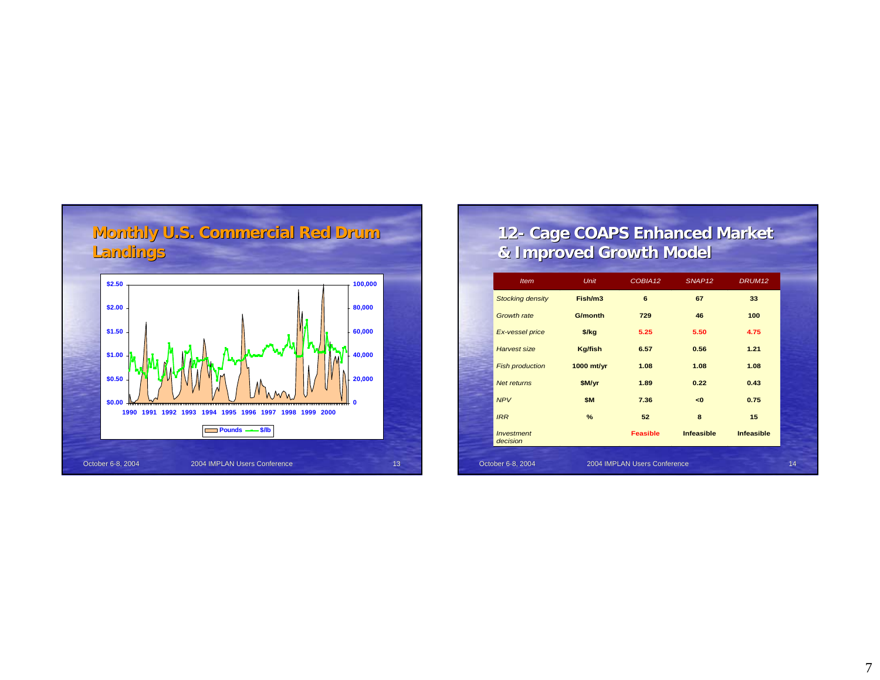## Monthly U.S. Commercial Red Drum Landings

## 12- Cage COAPS Enhanced Market & Improved Growth Model

| *Item* | *Unit* | *COBIA12* | *SNAP12* | *DRUM12* |
|---|---|---|---|---|
| *Stocking density* | **Fish/m3** | **6** | **67** | **33** |
| *Growth rate* | **G/month** | **729** | **46** | **100** |
| *Ex-vessel price* | **$/kg** | **5.25** | **5.50** | **4.75** |
| *Harvest size* | **Kg/fish** | **6.57** | **0.56** | **1.21** |
| *Fish production* | **1000 mt/yr** | **1.08** | **1.08** | **1.08** |
| *Net returns* | **$M/yr** | **1.89** | **0.22** | **0.43** |
| *NPV* | **$M** | **7.36** | **<0** | **0.75** |
| *IRR* | **%** | **52** | **8** | **15** |
| *Investment decision* | | **Feasible** | **Infeasible** | **Infeasible** |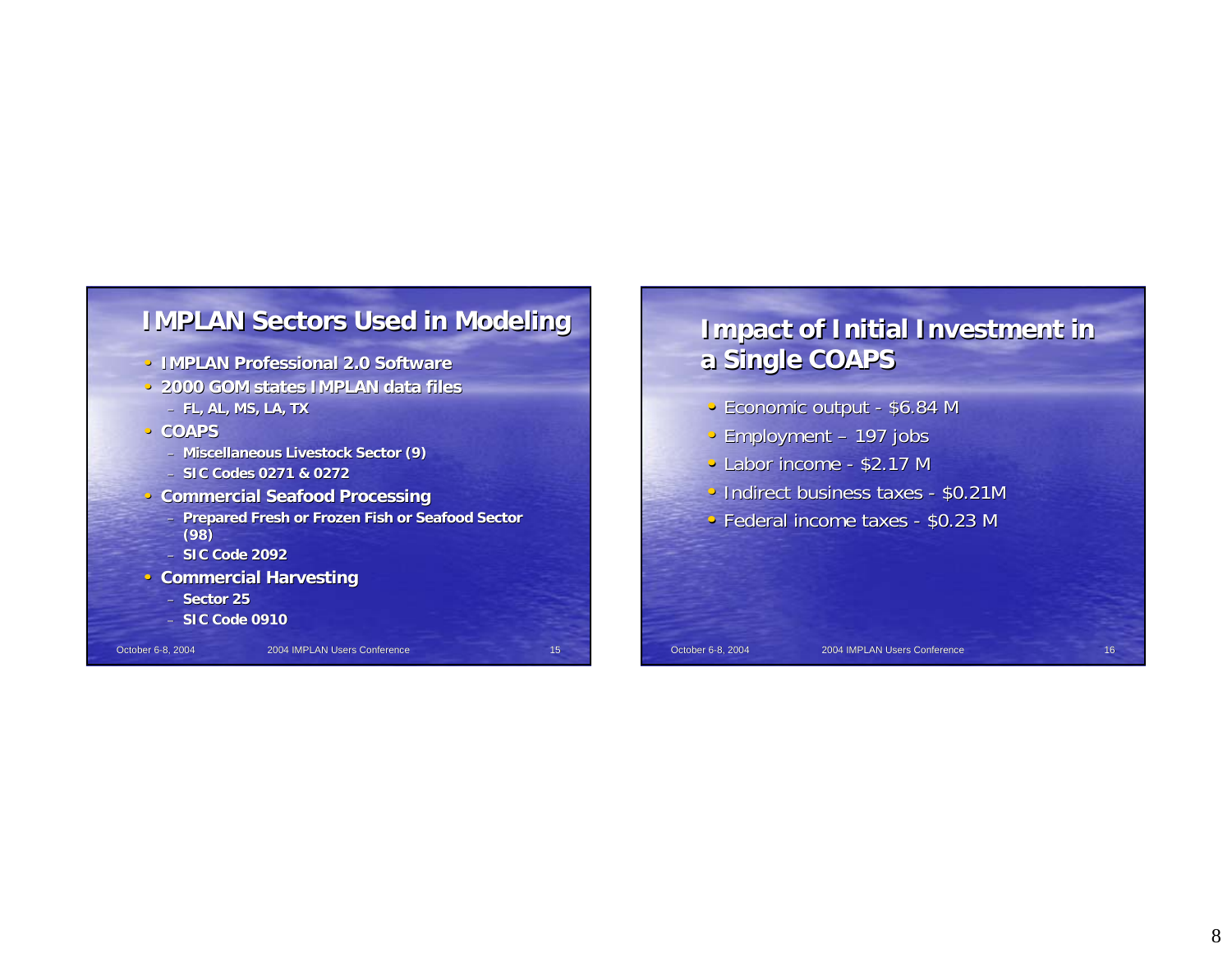## IMPLAN Sectors Used in Modeling

- IMPLAN Professional 2.0 Software
- 2000 GOM states IMPLAN data files
  - FL, AL, MS, LA, TX
- COAPS
  - Miscellaneous Livestock Sector (9)
  - SIC Codes 0271 & 0272
- Commercial Seafood Processing
  - Prepared Fresh or Frozen Fish or Seafood Sector (98)
  - SIC Code 2092
- Commercial Harvesting
  - Sector 25
  - SIC Code 0910

## Impact of Initial Investment in a Single COAPS

- Economic output - $6.84 M
- Employment – 197 jobs
- Labor income - $2.17 M
- Indirect business taxes - $0.21M
- Federal income taxes - $0.23 M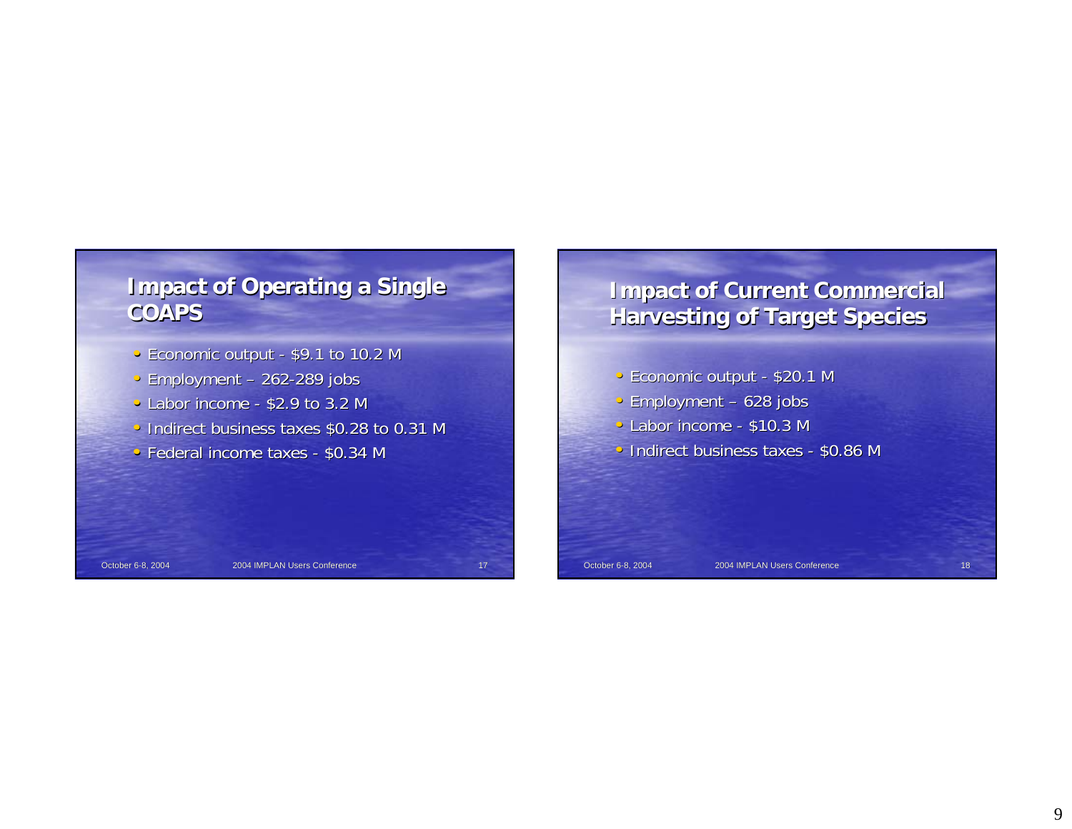## Impact of Operating a Single COAPS

- Economic output - $9.1 to 10.2 M
- Employment – 262-289 jobs
- Labor income - $2.9 to 3.2 M
- Indirect business taxes $0.28 to 0.31 M
- Federal income taxes - $0.34 M

## Impact of Current Commercial Harvesting of Target Species

- Economic output - $20.1 M
- Employment – 628 jobs
- Labor income - $10.3 M
- Indirect business taxes - $0.86 M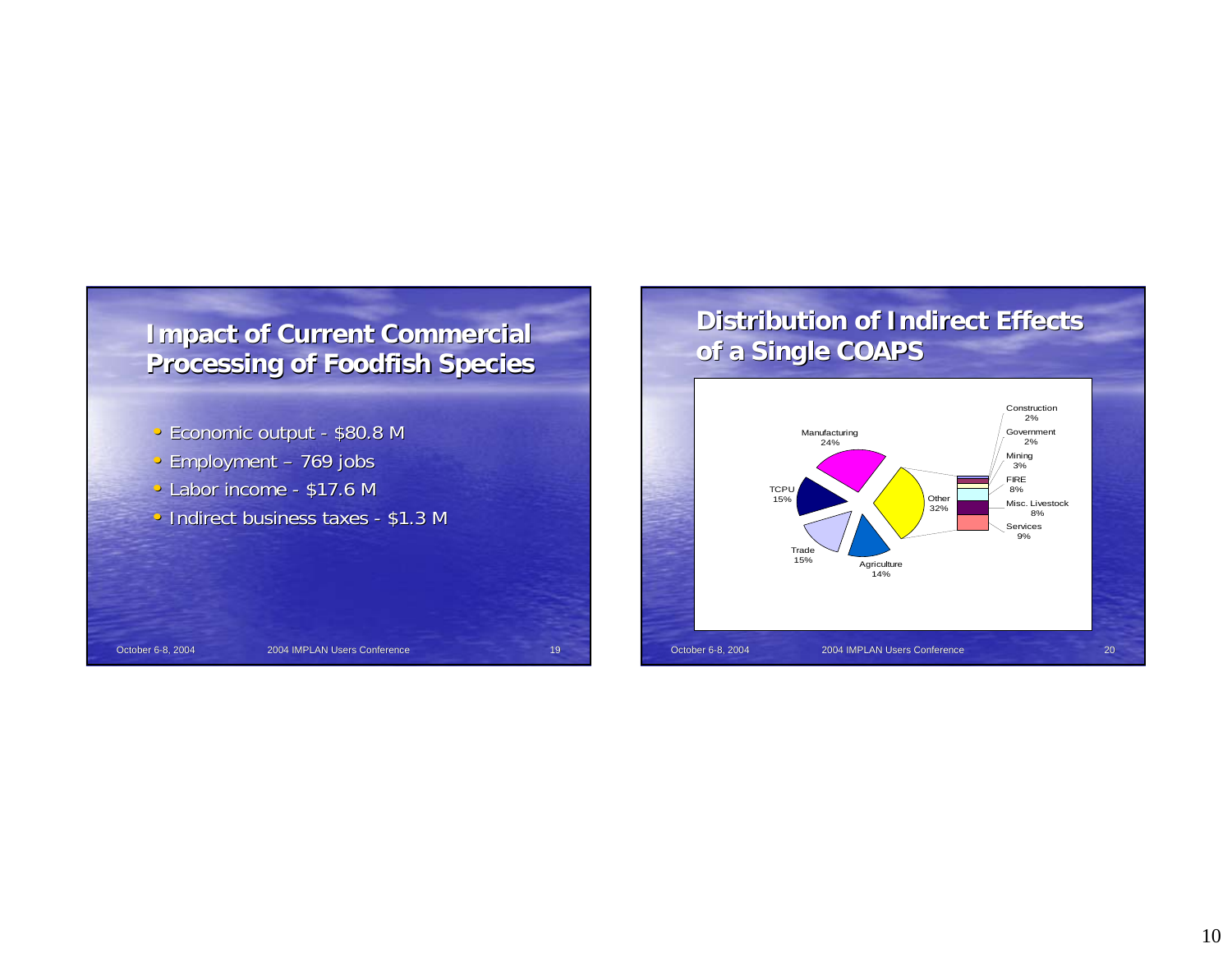## Impact of Current Commercial Processing of Foodfish Species

- Economic output - $80.8 M
- Employment – 769 jobs
- Labor income - $17.6 M
- Indirect business taxes - $1.3 M

## Distribution of Indirect Effects of a Single COAPS

| Sector | Share |
|---|---|
| Manufacturing | 24% |
| TCPU | 15% |
| Trade | 15% |
| Agriculture | 14% |
| Other | 32% |

Breakdown of Other:

| Sector | Share |
|---|---|
| Construction | 2% |
| Government | 2% |
| Mining | 3% |
| FIRE | 8% |
| Misc. Livestock | 8% |
| Services | 9% |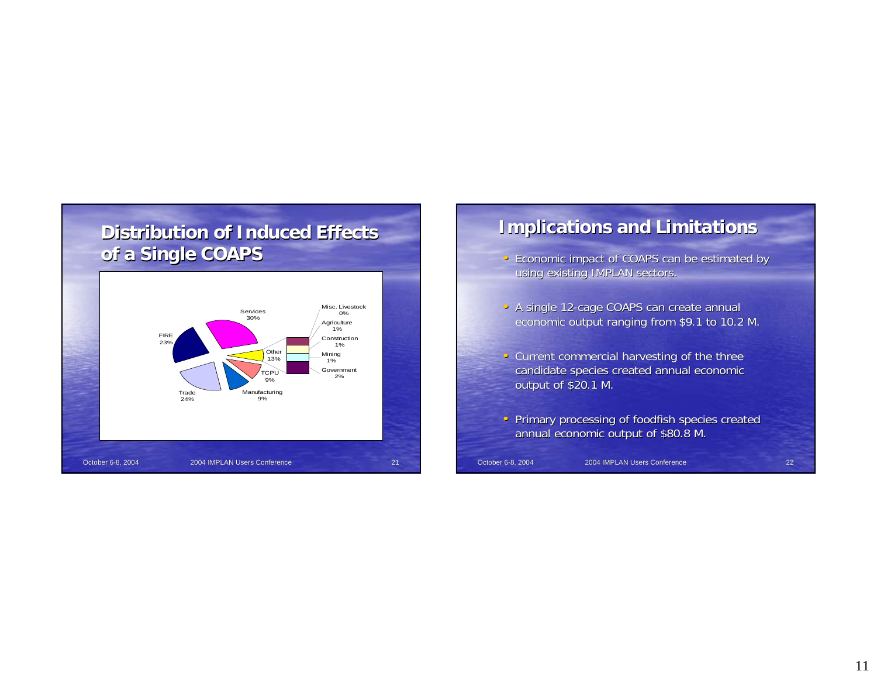## Distribution of Induced Effects of a Single COAPS

| Sector | Share |
| --- | --- |
| Services | 30% |
| Trade | 24% |
| FIRE | 23% |
| Other | 13% |
| TCPU | 9% |
| Manufacturing | 9% |
| Misc. Livestock | 0% |
| Agriculture | 1% |
| Construction | 1% |
| Mining | 1% |
| Government | 2% |

## Implications and Limitations

- Economic impact of COAPS can be estimated by using existing IMPLAN sectors.
- A single 12-cage COAPS can create annual economic output ranging from $9.1 to 10.2 M.
- Current commercial harvesting of the three candidate species created annual economic output of $20.1 M.
- Primary processing of foodfish species created annual economic output of $80.8 M.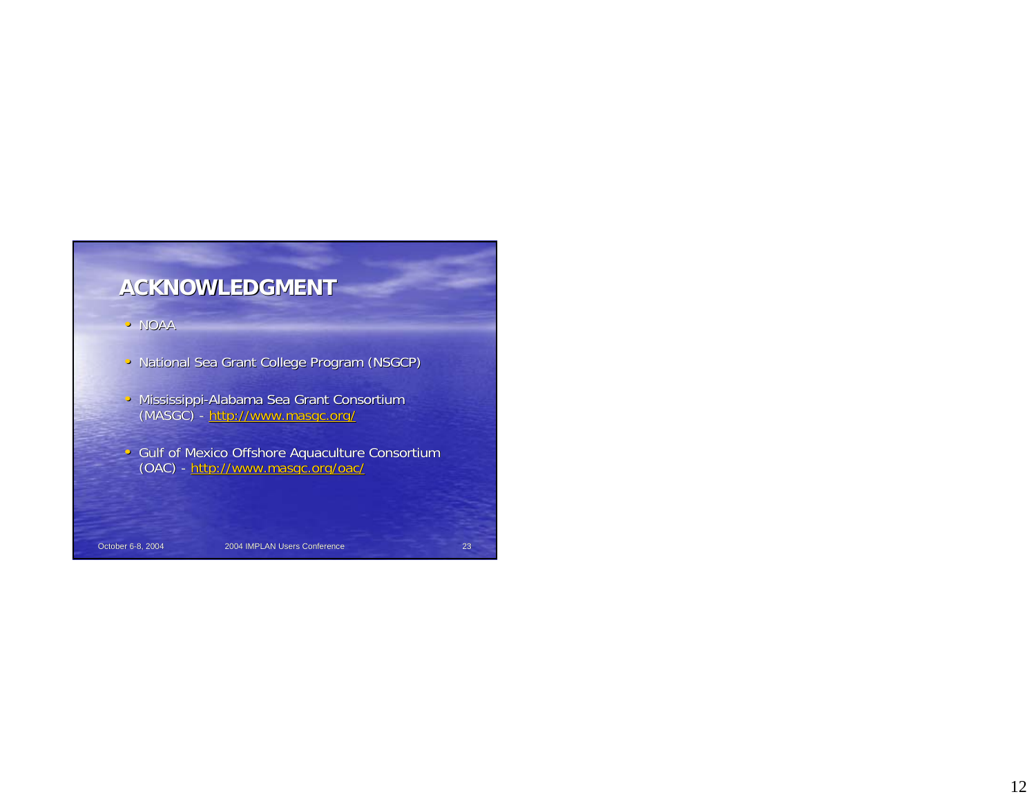# ACKNOWLEDGMENT

- NOAA
- National Sea Grant College Program (NSGCP)
- Mississippi-Alabama Sea Grant Consortium (MASGC) - http://www.masgc.org/
- Gulf of Mexico Offshore Aquaculture Consortium (OAC) - http://www.masgc.org/oac/